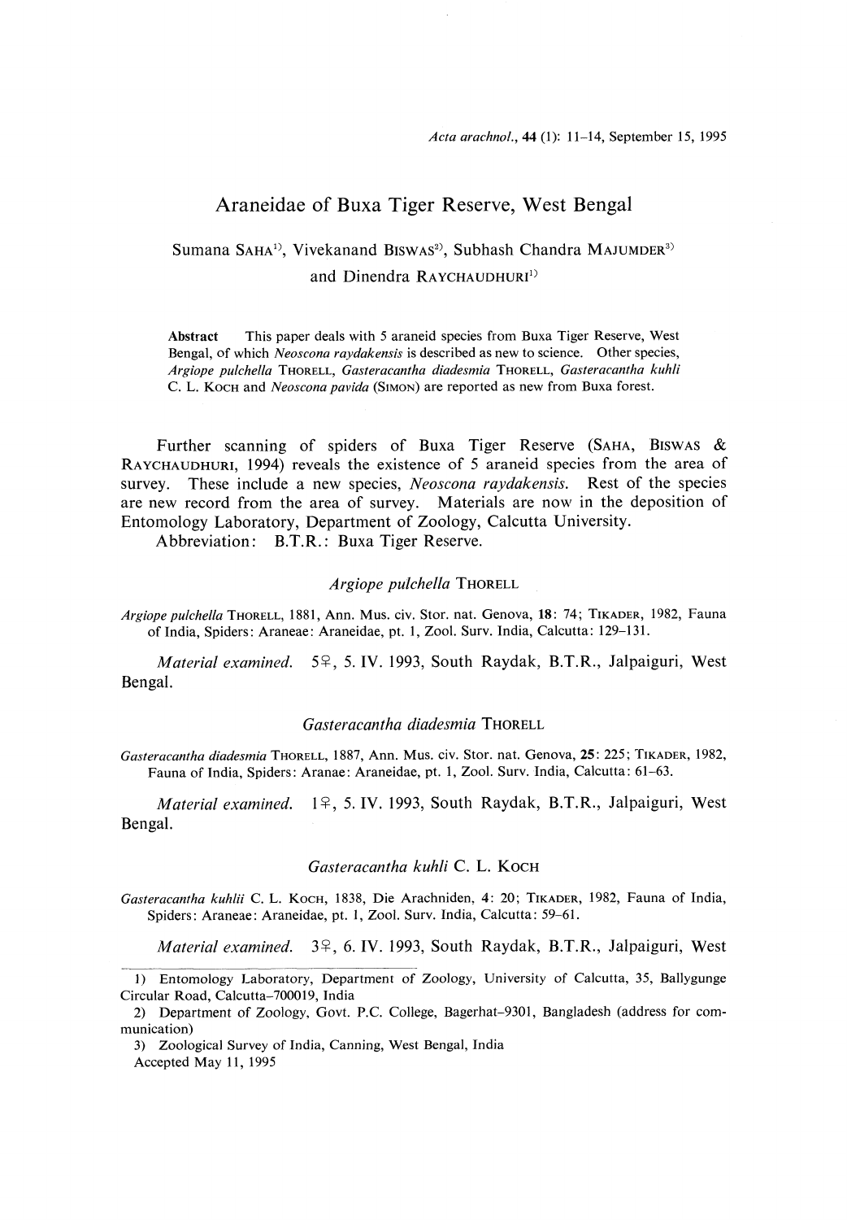# Araneidae of Buxa Tiger Reserve, West Bengal

Sumana SAHA[1], Vivekanand BISWAS[2], Subhash Chandra MAJUMDER[3] and Dinendra RAYCHAUDHURI[1]

**Abstract** This paper deals with 5 araneid species from Buxa Tiger Reserve, West Bengal, of which *Neoscona raydakensis* is described as new to science. Other species, *Argiope pulchella* THORELL, *Gasteracantha diadesmia* THORELL, *Gasteracantha kuhli* C. L. KOCH and *Neoscona pavida* (SIMON) are reported as new from Buxa forest.

Further scanning of spiders of Buxa Tiger Reserve (SAHA, BISWAS & RAYCHAUDHURI, 1994) reveals the existence of 5 araneid species from the area of survey. These include a new species, *Neoscona raydakensis*. Rest of the species are new record from the area of survey. Materials are now in the deposition of Entomology Laboratory, Department of Zoology, Calcutta University.

Abbreviation: B.T.R.: Buxa Tiger Reserve.

### *Argiope pulchella* THORELL

*Argiope pulchella* THORELL, 1881, Ann. Mus. civ. Stor. nat. Genova, **18**: 74; TIKADER, 1982, Fauna of India, Spiders: Araneae: Araneidae, pt. 1, Zool. Surv. India, Calcutta: 129–131.

*Material examined.* 5♀, 5. IV. 1993, South Raydak, B.T.R., Jalpaiguri, West Bengal.

### *Gasteracantha diadesmia* THORELL

*Gasteracantha diadesmia* THORELL, 1887, Ann. Mus. civ. Stor. nat. Genova, **25**: 225; TIKADER, 1982, Fauna of India, Spiders: Aranae: Araneidae, pt. 1, Zool. Surv. India, Calcutta: 61–63.

*Material examined.* 1♀, 5. IV. 1993, South Raydak, B.T.R., Jalpaiguri, West Bengal.

### *Gasteracantha kuhli* C. L. KOCH

*Gasteracantha kuhlii* C. L. KOCH, 1838, Die Arachniden, 4: 20; TIKADER, 1982, Fauna of India, Spiders: Araneae: Araneidae, pt. 1, Zool. Surv. India, Calcutta: 59–61.

*Material examined.* 3♀, 6. IV. 1993, South Raydak, B.T.R., Jalpaiguri, West

---

1) Entomology Laboratory, Department of Zoology, University of Calcutta, 35, Ballygunge Circular Road, Calcutta-700019, India

2) Department of Zoology, Govt. P.C. College, Bagerhat-9301, Bangladesh (address for communication)

3) Zoological Survey of India, Canning, West Bengal, India

Accepted May 11, 1995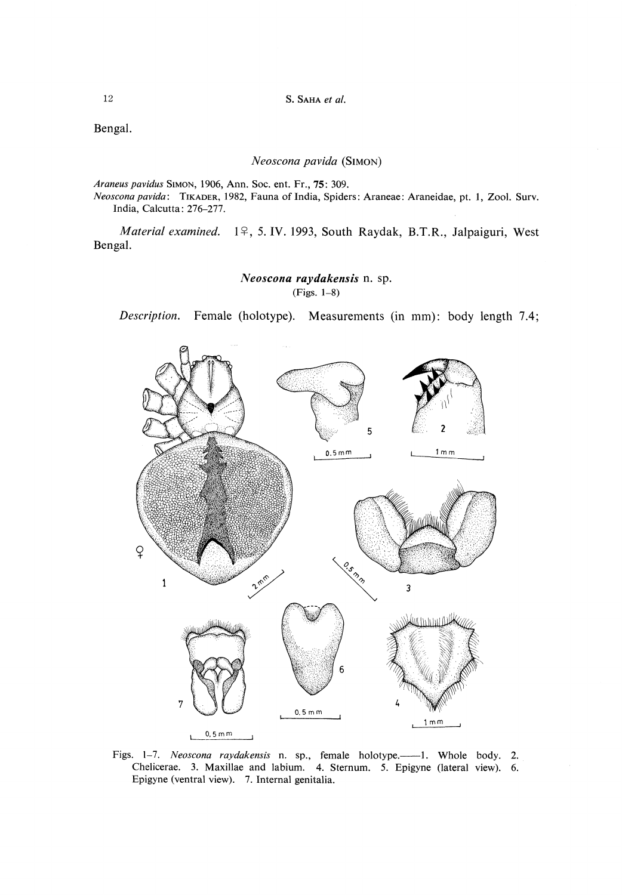Bengal.

### *Neoscona pavida* (SIMON)

*Araneus pavidus* SIMON, 1906, Ann. Soc. ent. Fr., **75**: 309.
*Neoscona pavida*: TIKADER, 1982, Fauna of India, Spiders: Araneae: Araneidae, pt. 1, Zool. Surv. India, Calcutta: 276–277.

*Material examined.* 1♀, 5. IV. 1993, South Raydak, B.T.R., Jalpaiguri, West Bengal.

### ***Neoscona raydakensis*** n. sp.

(Figs. 1–8)

*Description.* Female (holotype). Measurements (in mm): body length 7.4;

Figs. 1–7. *Neoscona raydakensis* n. sp., female holotype.——1. Whole body. 2. Chelicerae. 3. Maxillae and labium. 4. Sternum. 5. Epigyne (lateral view). 6. Epigyne (ventral view). 7. Internal genitalia.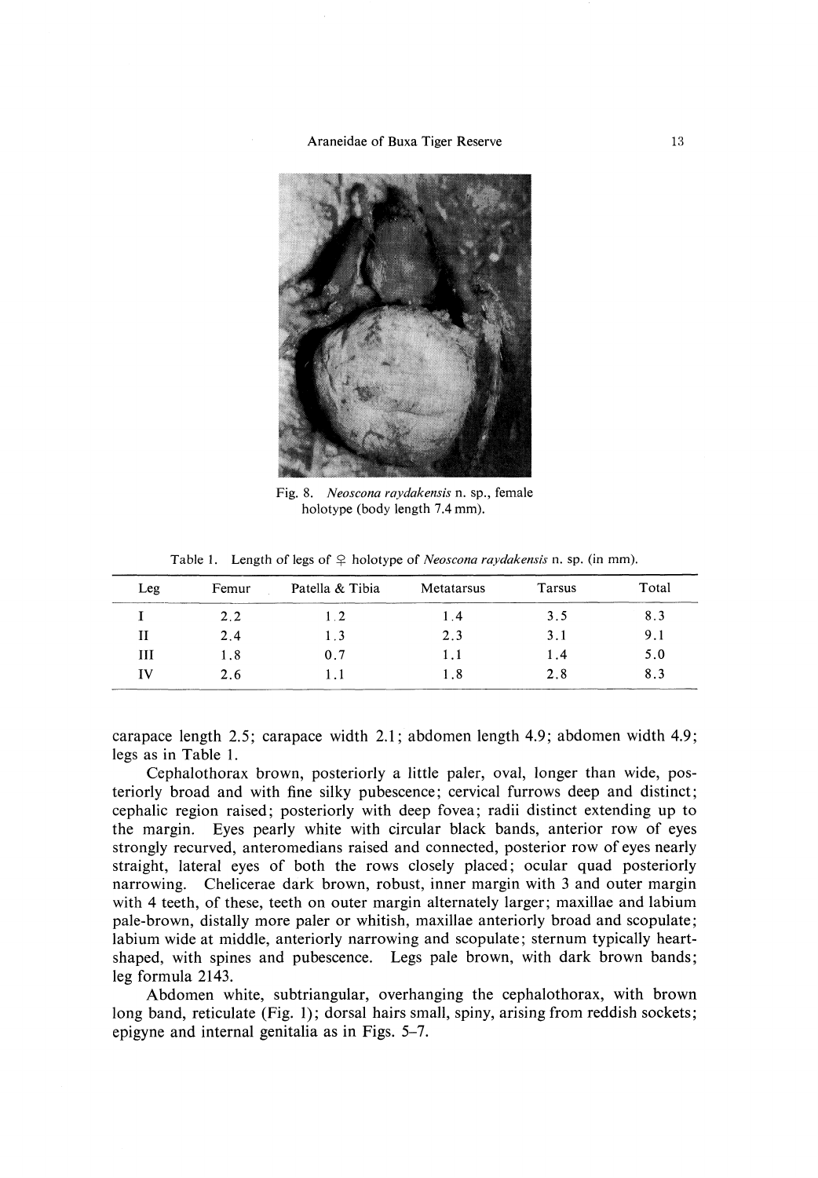Fig. 8. *Neoscona raydakensis* n. sp., female holotype (body length 7.4 mm).

Table 1. Length of legs of ♀ holotype of *Neoscona raydakensis* n. sp. (in mm).

| Leg | Femur | Patella & Tibia | Metatarsus | Tarsus | Total |
|---|---|---|---|---|---|
| I | 2.2 | 1.2 | 1.4 | 3.5 | 8.3 |
| II | 2.4 | 1.3 | 2.3 | 3.1 | 9.1 |
| III | 1.8 | 0.7 | 1.1 | 1.4 | 5.0 |
| IV | 2.6 | 1.1 | 1.8 | 2.8 | 8.3 |

carapace length 2.5; carapace width 2.1; abdomen length 4.9; abdomen width 4.9; legs as in Table 1.

Cephalothorax brown, posteriorly a little paler, oval, longer than wide, posteriorly broad and with fine silky pubescence; cervical furrows deep and distinct; cephalic region raised; posteriorly with deep fovea; radii distinct extending up to the margin. Eyes pearly white with circular black bands, anterior row of eyes strongly recurved, anteromedians raised and connected, posterior row of eyes nearly straight, lateral eyes of both the rows closely placed; ocular quad posteriorly narrowing. Chelicerae dark brown, robust, inner margin with 3 and outer margin with 4 teeth, of these, teeth on outer margin alternately larger; maxillae and labium pale-brown, distally more paler or whitish, maxillae anteriorly broad and scopulate; labium wide at middle, anteriorly narrowing and scopulate; sternum typically heart-shaped, with spines and pubescence. Legs pale brown, with dark brown bands; leg formula 2143.

Abdomen white, subtriangular, overhanging the cephalothorax, with brown long band, reticulate (Fig. 1); dorsal hairs small, spiny, arising from reddish sockets; epigyne and internal genitalia as in Figs. 5–7.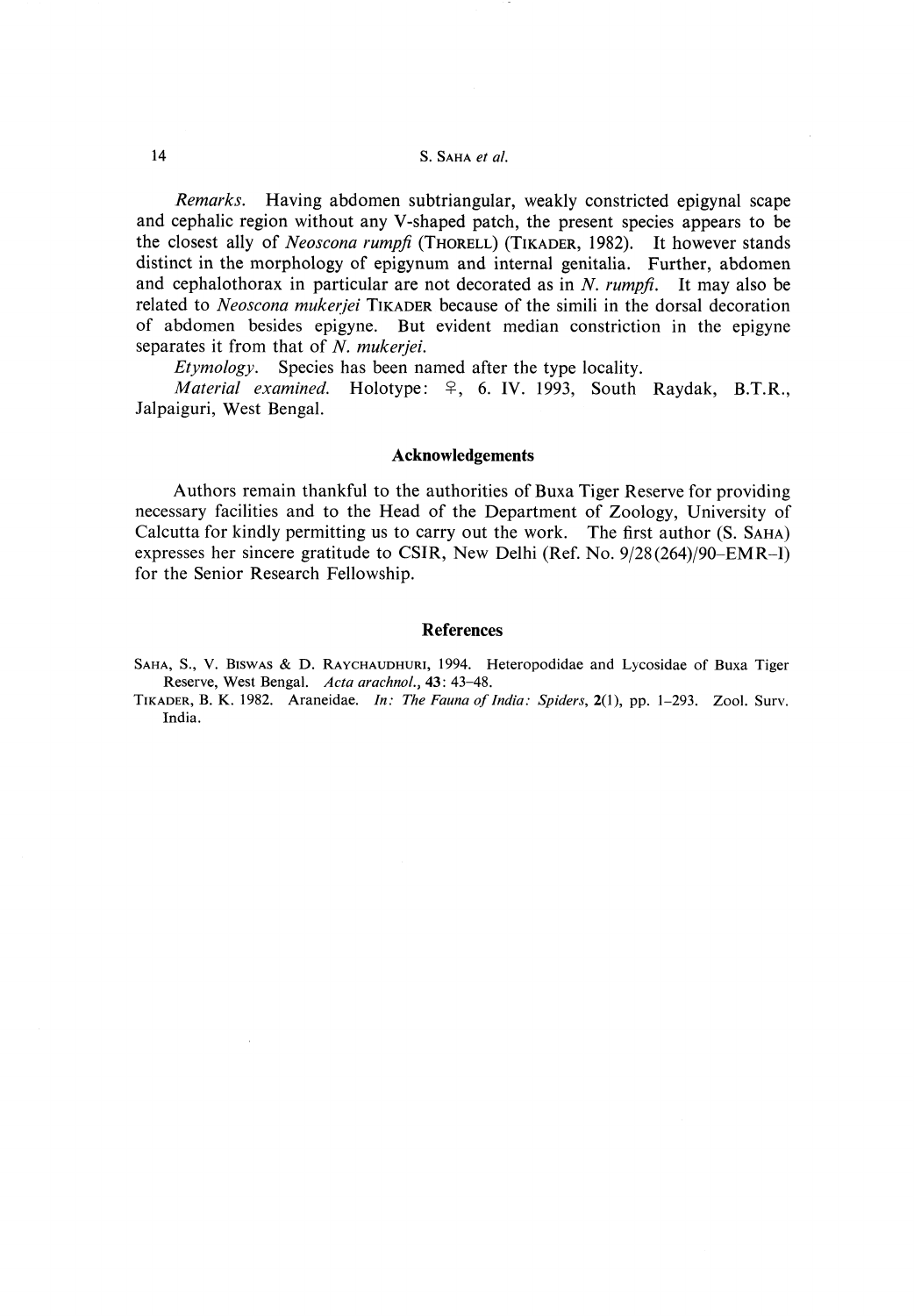*Remarks*. Having abdomen subtriangular, weakly constricted epigynal scape and cephalic region without any V-shaped patch, the present species appears to be the closest ally of *Neoscona rumpfi* (THORELL) (TIKADER, 1982). It however stands distinct in the morphology of epigynum and internal genitalia. Further, abdomen and cephalothorax in particular are not decorated as in *N. rumpfi*. It may also be related to *Neoscona mukerjei* TIKADER because of the simili in the dorsal decoration of abdomen besides epigyne. But evident median constriction in the epigyne separates it from that of *N. mukerjei*.

*Etymology*. Species has been named after the type locality.

*Material examined*. Holotype: ♀, 6. IV. 1993, South Raydak, B.T.R., Jalpaiguri, West Bengal.

## Acknowledgements

Authors remain thankful to the authorities of Buxa Tiger Reserve for providing necessary facilities and to the Head of the Department of Zoology, University of Calcutta for kindly permitting us to carry out the work. The first author (S. SAHA) expresses her sincere gratitude to CSIR, New Delhi (Ref. No. 9/28(264)/90–EMR–I) for the Senior Research Fellowship.

## References

SAHA, S., V. BISWAS & D. RAYCHAUDHURI, 1994. Heteropodidae and Lycosidae of Buxa Tiger Reserve, West Bengal. *Acta arachnol.*, **43**: 43–48.

TIKADER, B. K. 1982. Araneidae. *In: The Fauna of India: Spiders*, **2**(1), pp. 1–293. Zool. Surv. India.